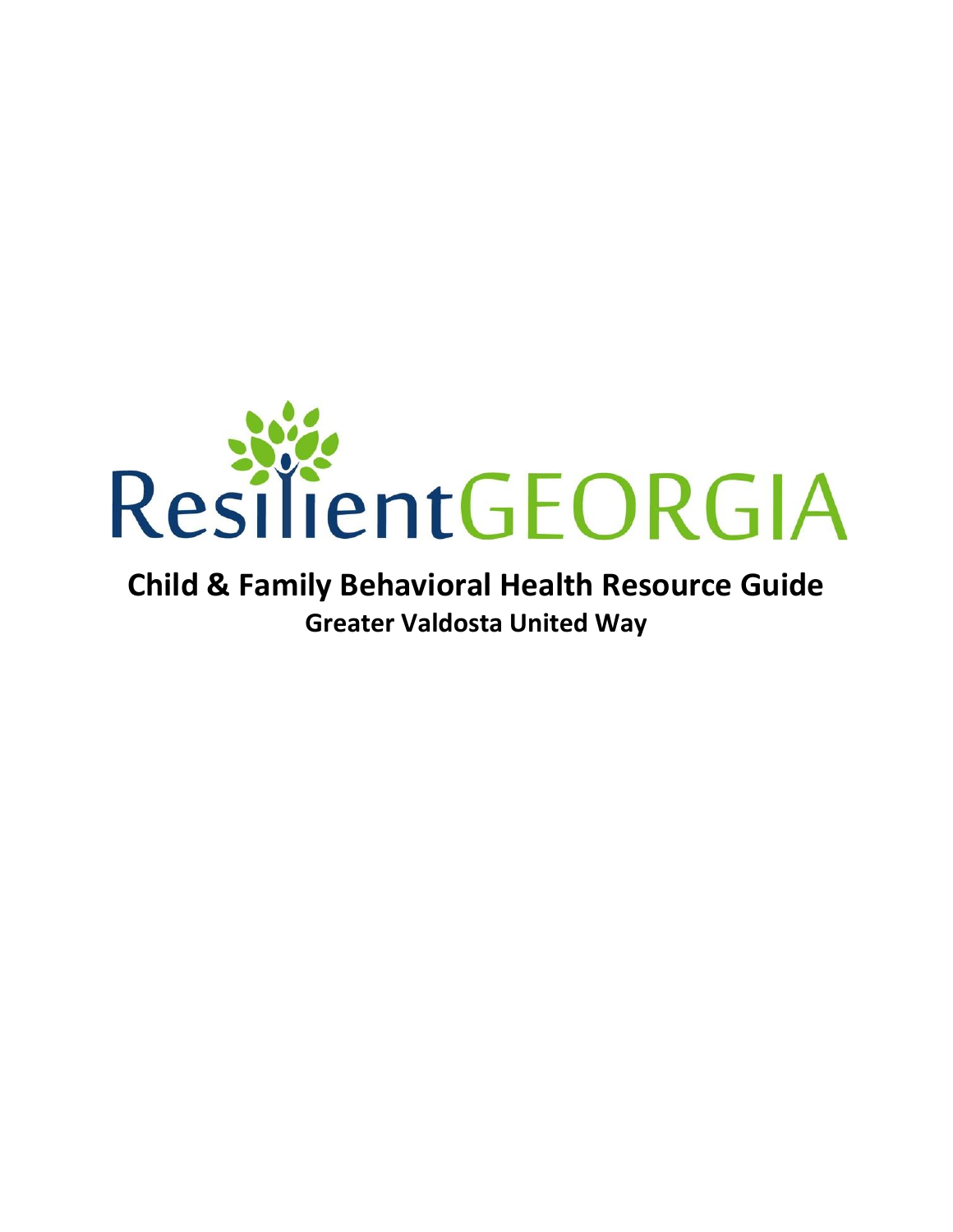# ResilientGEORGIA

## Child & Family Behavioral Health Resource Guide

### Greater Valdosta United Way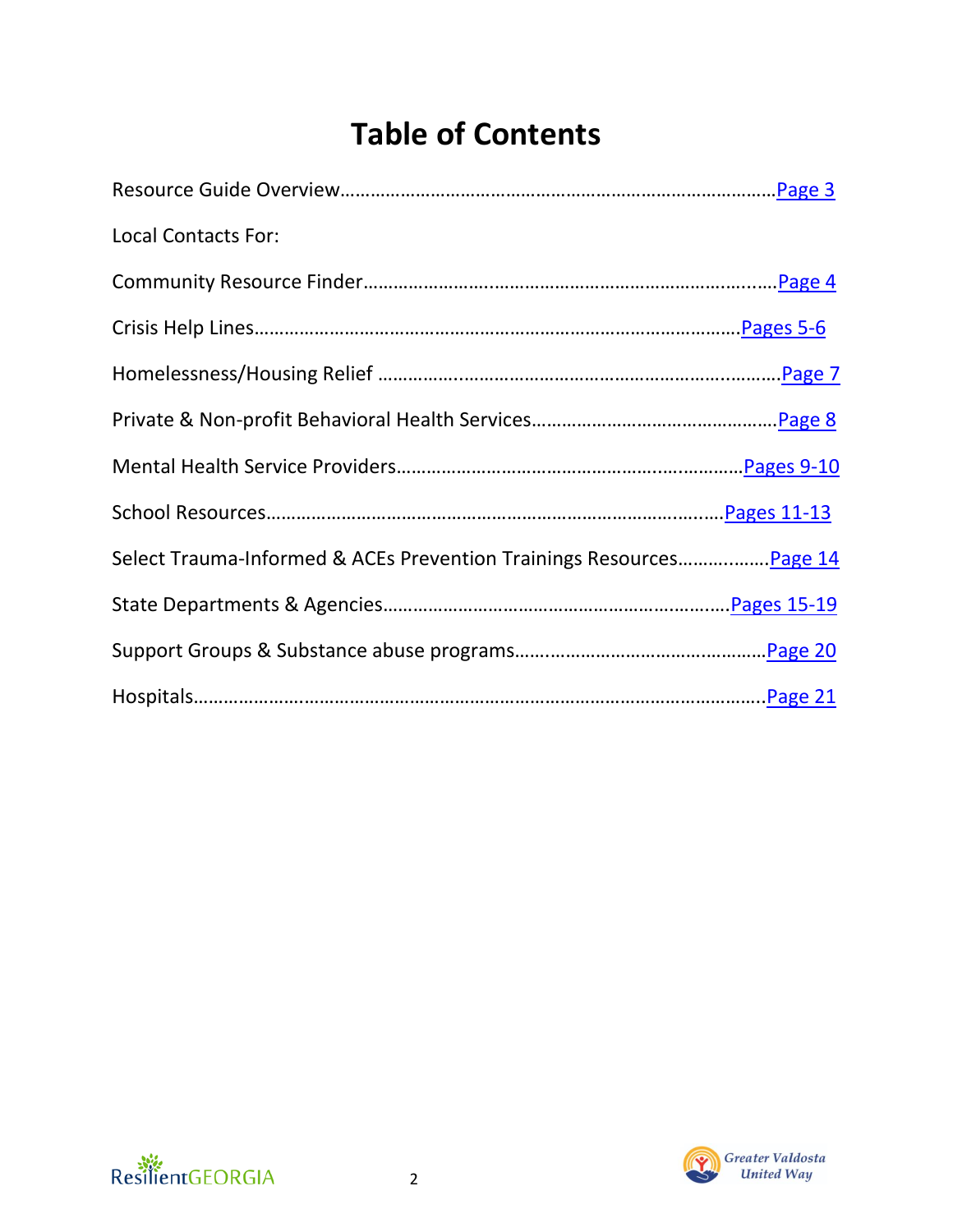# Table of Contents

Resource Guide Overview……………………………………………………………………………Page 3

Local Contacts For:

Community Resource Finder…………………………………………………………………….Page 4

Crisis Help Lines………………………………………………………………………………….Pages 5-6

Homelessness/Housing Relief ………………………………………………………………….Page 7

Private & Non-profit Behavioral Health Services………………………………………….Page 8

Mental Health Service Providers……………………………………………………………Pages 9-10

School Resources……………………………………………………………………………….Pages 11-13

Select Trauma-Informed & ACEs Prevention Trainings Resources……………….Page 14

State Departments & Agencies……………………………………………………………Pages 15-19

Support Groups & Substance abuse programs……………………………………….Page 20

Hospitals…………………………………………………………………………………………….Page 21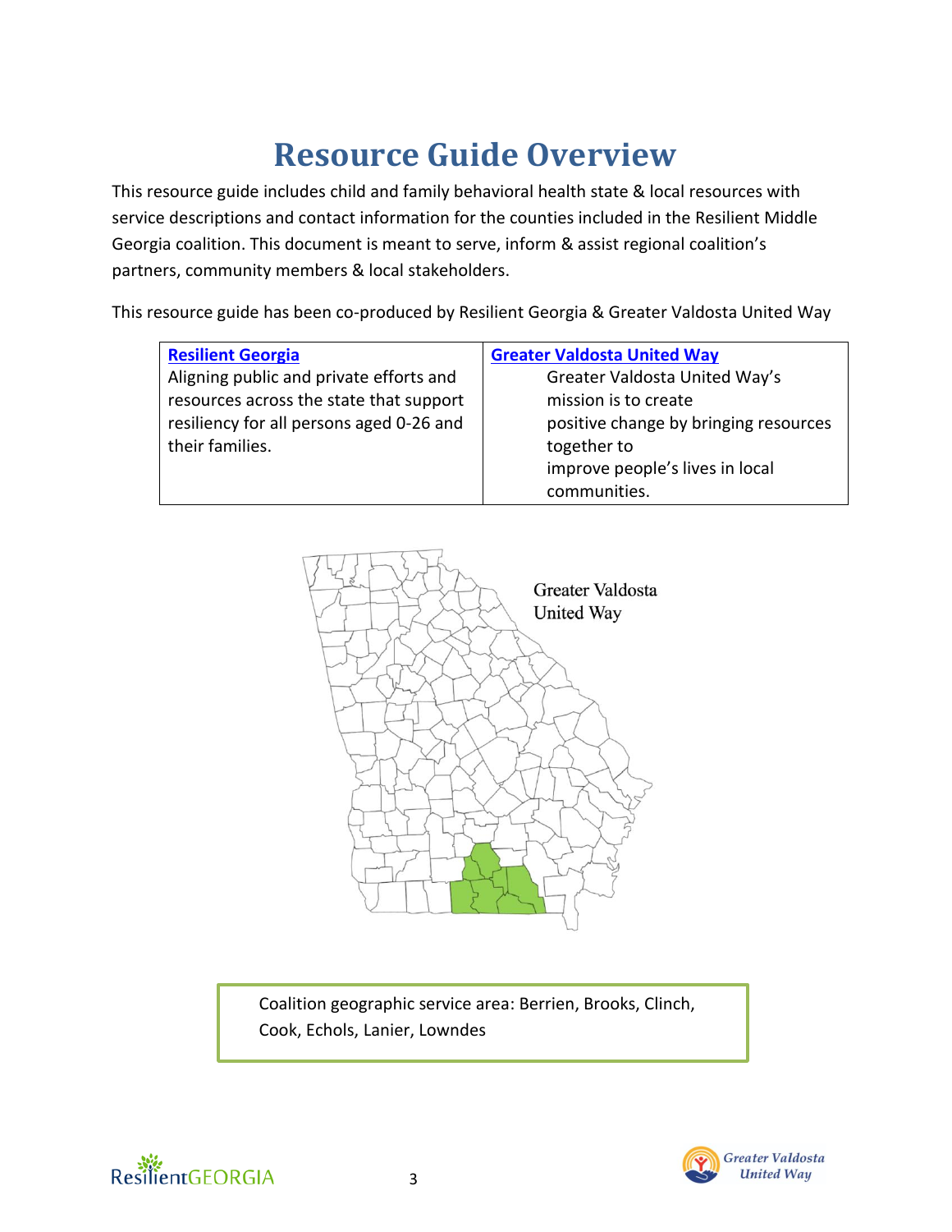# Resource Guide Overview

This resource guide includes child and family behavioral health state & local resources with service descriptions and contact information for the counties included in the Resilient Middle Georgia coalition. This document is meant to serve, inform & assist regional coalition's partners, community members & local stakeholders.

This resource guide has been co-produced by Resilient Georgia & Greater Valdosta United Way

| Resilient Georgia | Greater Valdosta United Way |
|---|---|
| Aligning public and private efforts and resources across the state that support resiliency for all persons aged 0-26 and their families. | Greater Valdosta United Way's mission is to create positive change by bringing resources together to improve people's lives in local communities. |

Greater Valdosta United Way

Coalition geographic service area: Berrien, Brooks, Clinch, Cook, Echols, Lanier, Lowndes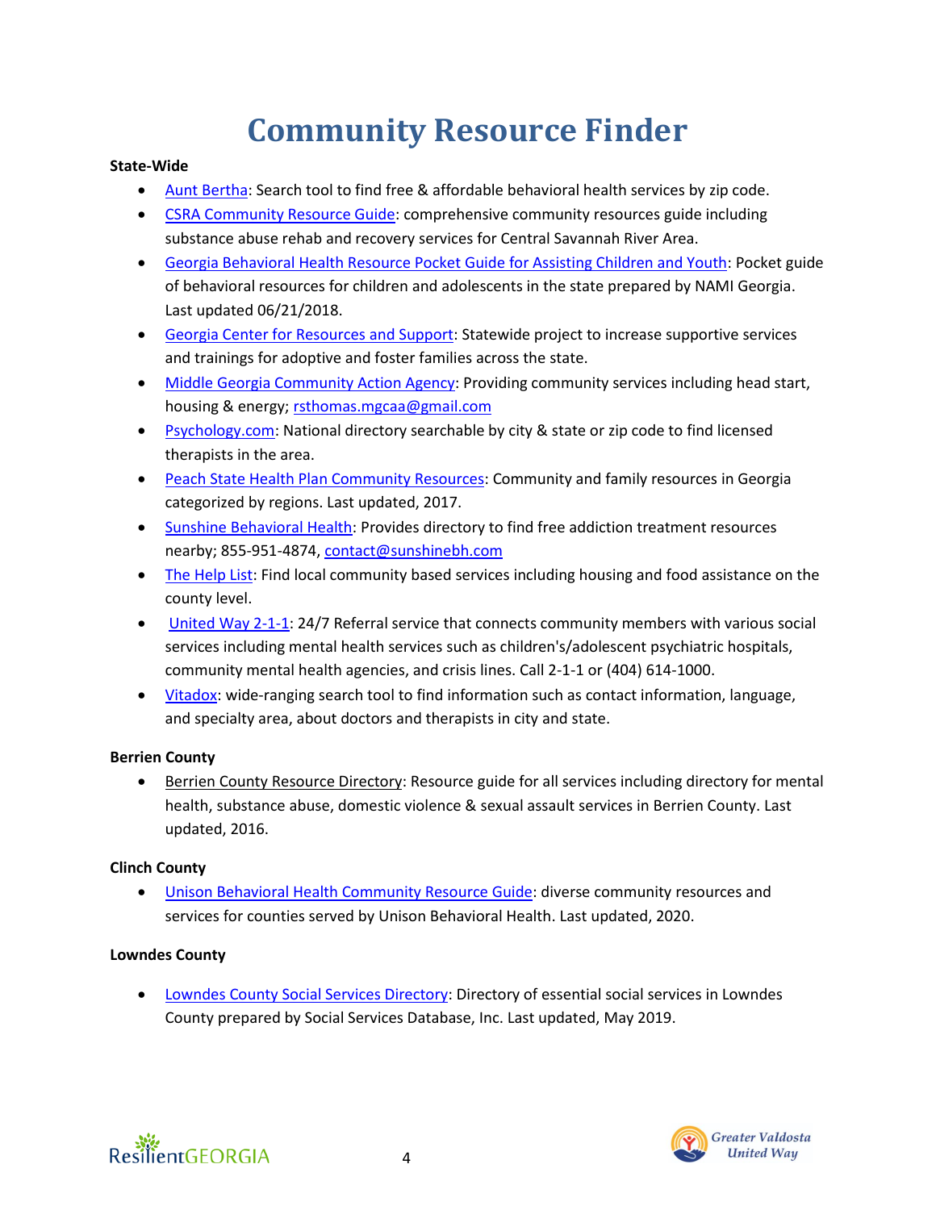# Community Resource Finder

**State-Wide**

- Aunt Bertha: Search tool to find free & affordable behavioral health services by zip code.
- CSRA Community Resource Guide: comprehensive community resources guide including substance abuse rehab and recovery services for Central Savannah River Area.
- Georgia Behavioral Health Resource Pocket Guide for Assisting Children and Youth: Pocket guide of behavioral resources for children and adolescents in the state prepared by NAMI Georgia. Last updated 06/21/2018.
- Georgia Center for Resources and Support: Statewide project to increase supportive services and trainings for adoptive and foster families across the state.
- Middle Georgia Community Action Agency: Providing community services including head start, housing & energy; rsthomas.mgcaa@gmail.com
- Psychology.com: National directory searchable by city & state or zip code to find licensed therapists in the area.
- Peach State Health Plan Community Resources: Community and family resources in Georgia categorized by regions. Last updated, 2017.
- Sunshine Behavioral Health: Provides directory to find free addiction treatment resources nearby; 855-951-4874, contact@sunshinebh.com
- The Help List: Find local community based services including housing and food assistance on the county level.
- United Way 2-1-1: 24/7 Referral service that connects community members with various social services including mental health services such as children's/adolescent psychiatric hospitals, community mental health agencies, and crisis lines. Call 2-1-1 or (404) 614-1000.
- Vitadox: wide-ranging search tool to find information such as contact information, language, and specialty area, about doctors and therapists in city and state.

**Berrien County**

- Berrien County Resource Directory: Resource guide for all services including directory for mental health, substance abuse, domestic violence & sexual assault services in Berrien County. Last updated, 2016.

**Clinch County**

- Unison Behavioral Health Community Resource Guide: diverse community resources and services for counties served by Unison Behavioral Health. Last updated, 2020.

**Lowndes County**

- Lowndes County Social Services Directory: Directory of essential social services in Lowndes County prepared by Social Services Database, Inc. Last updated, May 2019.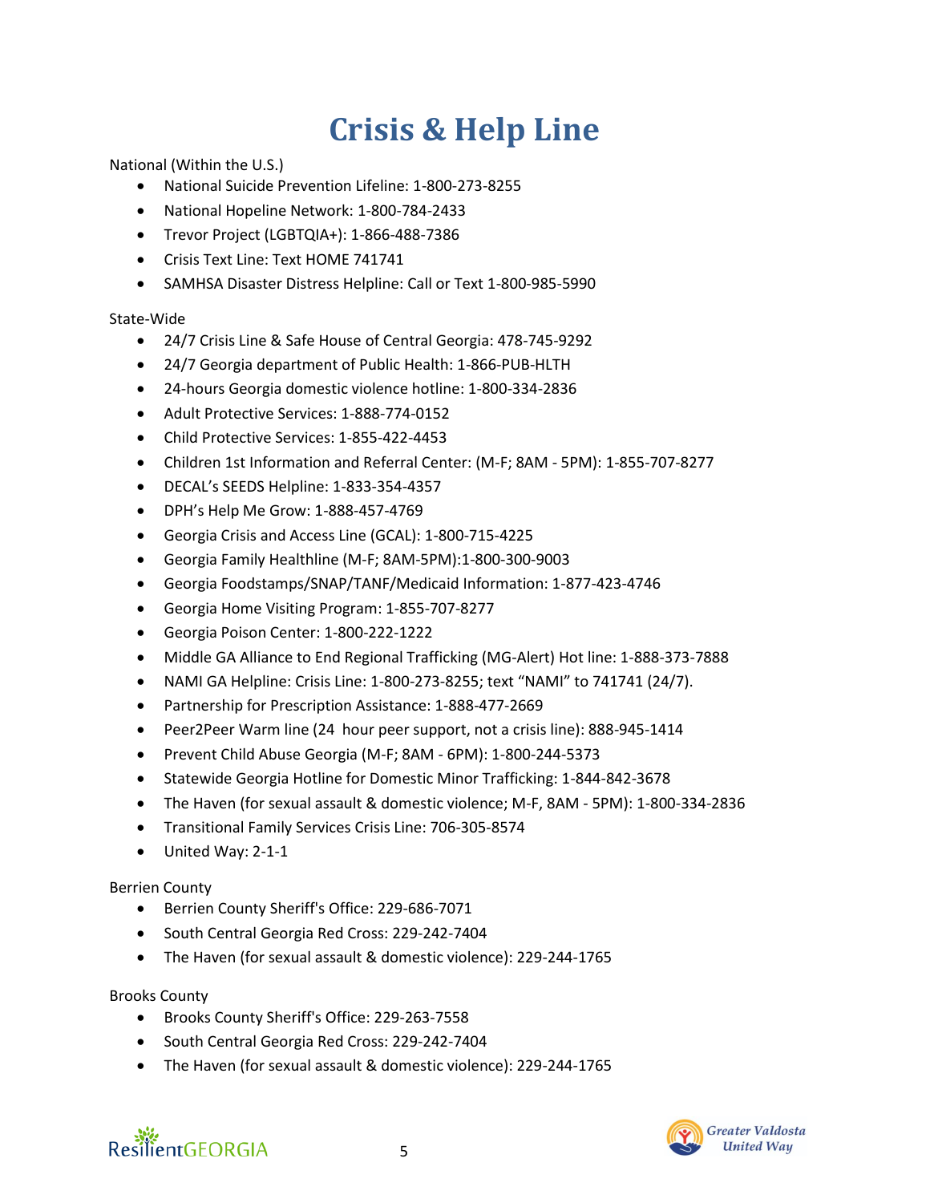# Crisis & Help Line

National (Within the U.S.)

- National Suicide Prevention Lifeline: 1-800-273-8255
- National Hopeline Network: 1-800-784-2433
- Trevor Project (LGBTQIA+): 1-866-488-7386
- Crisis Text Line: Text HOME 741741
- SAMHSA Disaster Distress Helpline: Call or Text 1-800-985-5990

State-Wide

- 24/7 Crisis Line & Safe House of Central Georgia: 478-745-9292
- 24/7 Georgia department of Public Health: 1-866-PUB-HLTH
- 24-hours Georgia domestic violence hotline: 1-800-334-2836
- Adult Protective Services: 1-888-774-0152
- Child Protective Services: 1-855-422-4453
- Children 1st Information and Referral Center: (M-F; 8AM - 5PM): 1-855-707-8277
- DECAL's SEEDS Helpline: 1-833-354-4357
- DPH's Help Me Grow: 1-888-457-4769
- Georgia Crisis and Access Line (GCAL): 1-800-715-4225
- Georgia Family Healthline (M-F; 8AM-5PM):1-800-300-9003
- Georgia Foodstamps/SNAP/TANF/Medicaid Information: 1-877-423-4746
- Georgia Home Visiting Program: 1-855-707-8277
- Georgia Poison Center: 1-800-222-1222
- Middle GA Alliance to End Regional Trafficking (MG-Alert) Hot line: 1-888-373-7888
- NAMI GA Helpline: Crisis Line: 1-800-273-8255; text "NAMI" to 741741 (24/7).
- Partnership for Prescription Assistance: 1-888-477-2669
- Peer2Peer Warm line (24 hour peer support, not a crisis line): 888-945-1414
- Prevent Child Abuse Georgia (M-F; 8AM - 6PM): 1-800-244-5373
- Statewide Georgia Hotline for Domestic Minor Trafficking: 1-844-842-3678
- The Haven (for sexual assault & domestic violence; M-F, 8AM - 5PM): 1-800-334-2836
- Transitional Family Services Crisis Line: 706-305-8574
- United Way: 2-1-1

Berrien County

- Berrien County Sheriff's Office: 229-686-7071
- South Central Georgia Red Cross: 229-242-7404
- The Haven (for sexual assault & domestic violence): 229-244-1765

Brooks County

- Brooks County Sheriff's Office: 229-263-7558
- South Central Georgia Red Cross: 229-242-7404
- The Haven (for sexual assault & domestic violence): 229-244-1765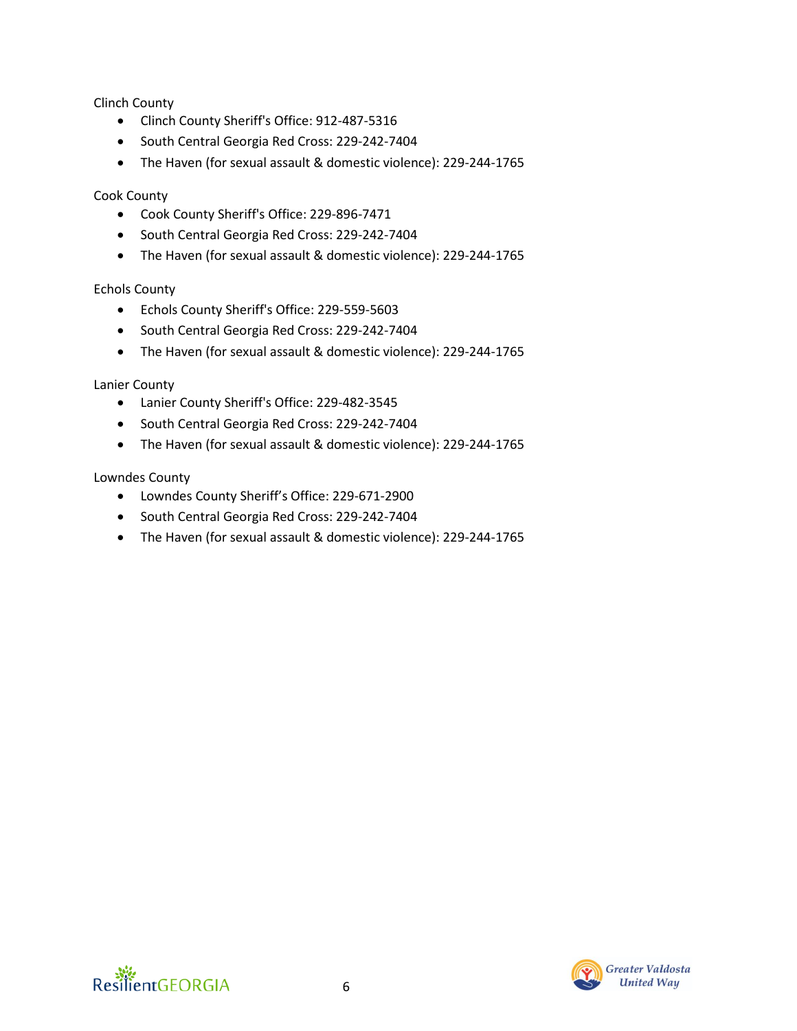Clinch County

- Clinch County Sheriff's Office: 912-487-5316
- South Central Georgia Red Cross: 229-242-7404
- The Haven (for sexual assault & domestic violence): 229-244-1765

Cook County

- Cook County Sheriff's Office: 229-896-7471
- South Central Georgia Red Cross: 229-242-7404
- The Haven (for sexual assault & domestic violence): 229-244-1765

Echols County

- Echols County Sheriff's Office: 229-559-5603
- South Central Georgia Red Cross: 229-242-7404
- The Haven (for sexual assault & domestic violence): 229-244-1765

Lanier County

- Lanier County Sheriff's Office: 229-482-3545
- South Central Georgia Red Cross: 229-242-7404
- The Haven (for sexual assault & domestic violence): 229-244-1765

Lowndes County

- Lowndes County Sheriff's Office: 229-671-2900
- South Central Georgia Red Cross: 229-242-7404
- The Haven (for sexual assault & domestic violence): 229-244-1765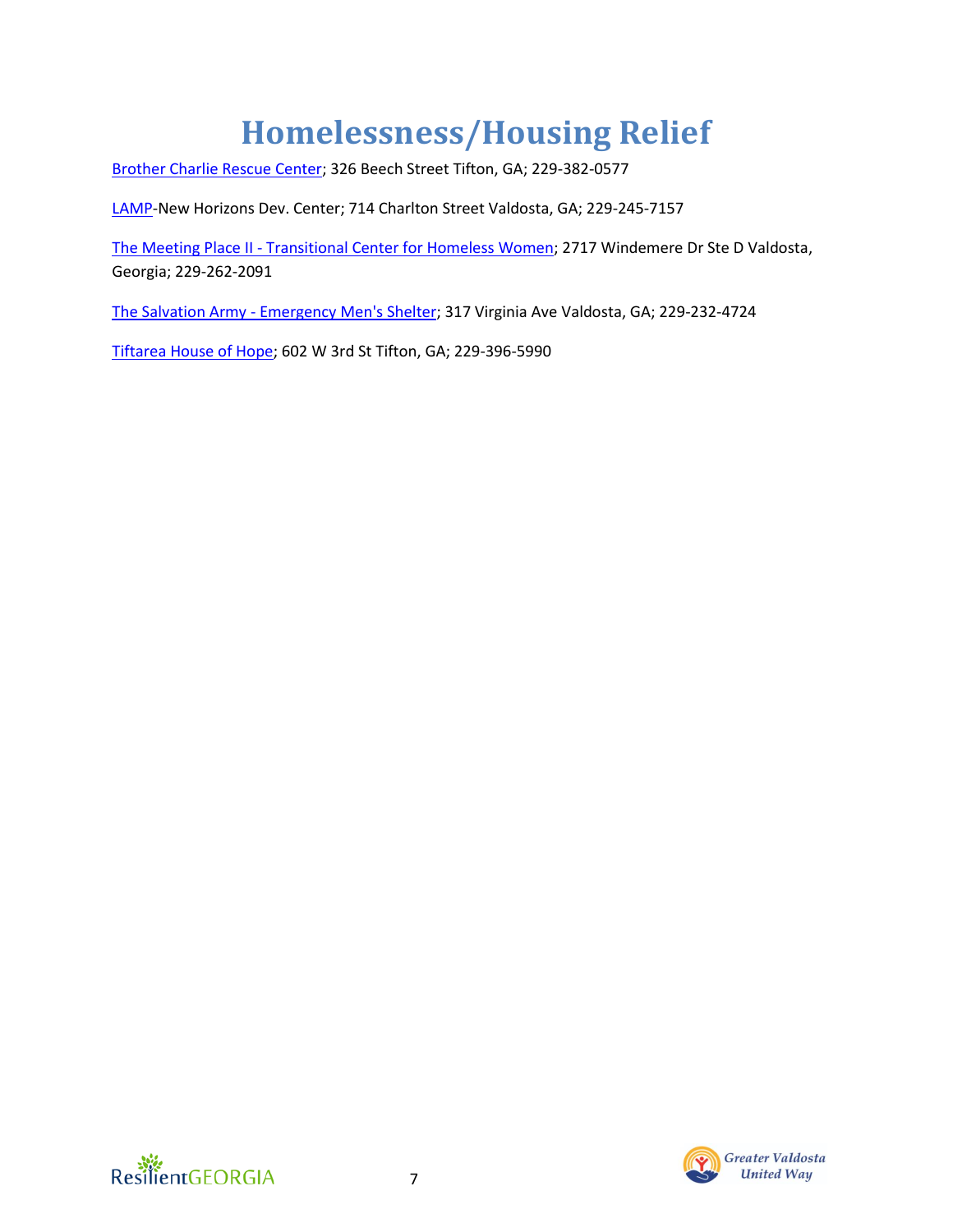# Homelessness/Housing Relief

Brother Charlie Rescue Center; 326 Beech Street Tifton, GA; 229-382-0577

LAMP-New Horizons Dev. Center; 714 Charlton Street Valdosta, GA; 229-245-7157

The Meeting Place II - Transitional Center for Homeless Women; 2717 Windemere Dr Ste D Valdosta, Georgia; 229-262-2091

The Salvation Army - Emergency Men's Shelter; 317 Virginia Ave Valdosta, GA; 229-232-4724

Tiftarea House of Hope; 602 W 3rd St Tifton, GA; 229-396-5990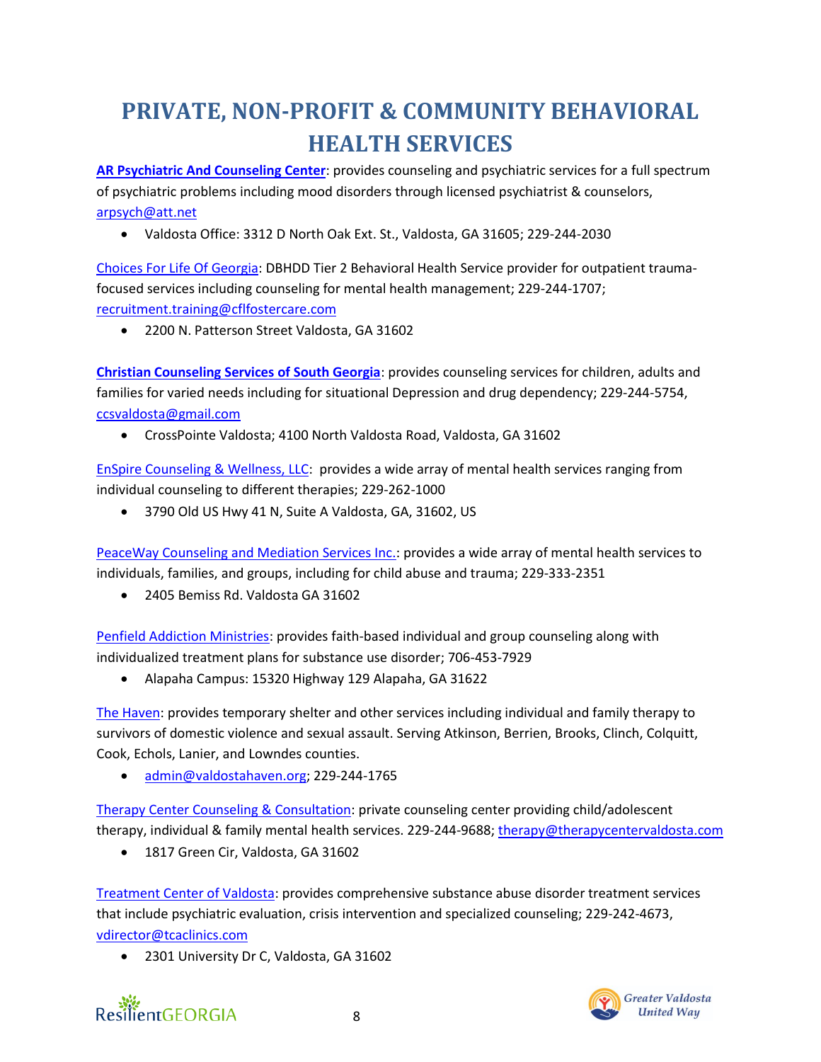# PRIVATE, NON-PROFIT & COMMUNITY BEHAVIORAL HEALTH SERVICES

**AR Psychiatric And Counseling Center**: provides counseling and psychiatric services for a full spectrum of psychiatric problems including mood disorders through licensed psychiatrist & counselors, arpsych@att.net

- Valdosta Office: 3312 D North Oak Ext. St., Valdosta, GA 31605; 229-244-2030

Choices For Life Of Georgia: DBHDD Tier 2 Behavioral Health Service provider for outpatient trauma-focused services including counseling for mental health management; 229-244-1707; recruitment.training@cflfostercare.com

- 2200 N. Patterson Street Valdosta, GA 31602

**Christian Counseling Services of South Georgia**: provides counseling services for children, adults and families for varied needs including for situational Depression and drug dependency; 229-244-5754, ccsvaldosta@gmail.com

- CrossPointe Valdosta; 4100 North Valdosta Road, Valdosta, GA 31602

EnSpire Counseling & Wellness, LLC: provides a wide array of mental health services ranging from individual counseling to different therapies; 229-262-1000

- 3790 Old US Hwy 41 N, Suite A Valdosta, GA, 31602, US

PeaceWay Counseling and Mediation Services Inc.: provides a wide array of mental health services to individuals, families, and groups, including for child abuse and trauma; 229-333-2351

- 2405 Bemiss Rd. Valdosta GA 31602

Penfield Addiction Ministries: provides faith-based individual and group counseling along with individualized treatment plans for substance use disorder; 706-453-7929

- Alapaha Campus: 15320 Highway 129 Alapaha, GA 31622

The Haven: provides temporary shelter and other services including individual and family therapy to survivors of domestic violence and sexual assault. Serving Atkinson, Berrien, Brooks, Clinch, Colquitt, Cook, Echols, Lanier, and Lowndes counties.

- admin@valdostahaven.org; 229-244-1765

Therapy Center Counseling & Consultation: private counseling center providing child/adolescent therapy, individual & family mental health services. 229-244-9688; therapy@therapycentervaldosta.com

- 1817 Green Cir, Valdosta, GA 31602

Treatment Center of Valdosta: provides comprehensive substance abuse disorder treatment services that include psychiatric evaluation, crisis intervention and specialized counseling; 229-242-4673, vdirector@tcaclinics.com

- 2301 University Dr C, Valdosta, GA 31602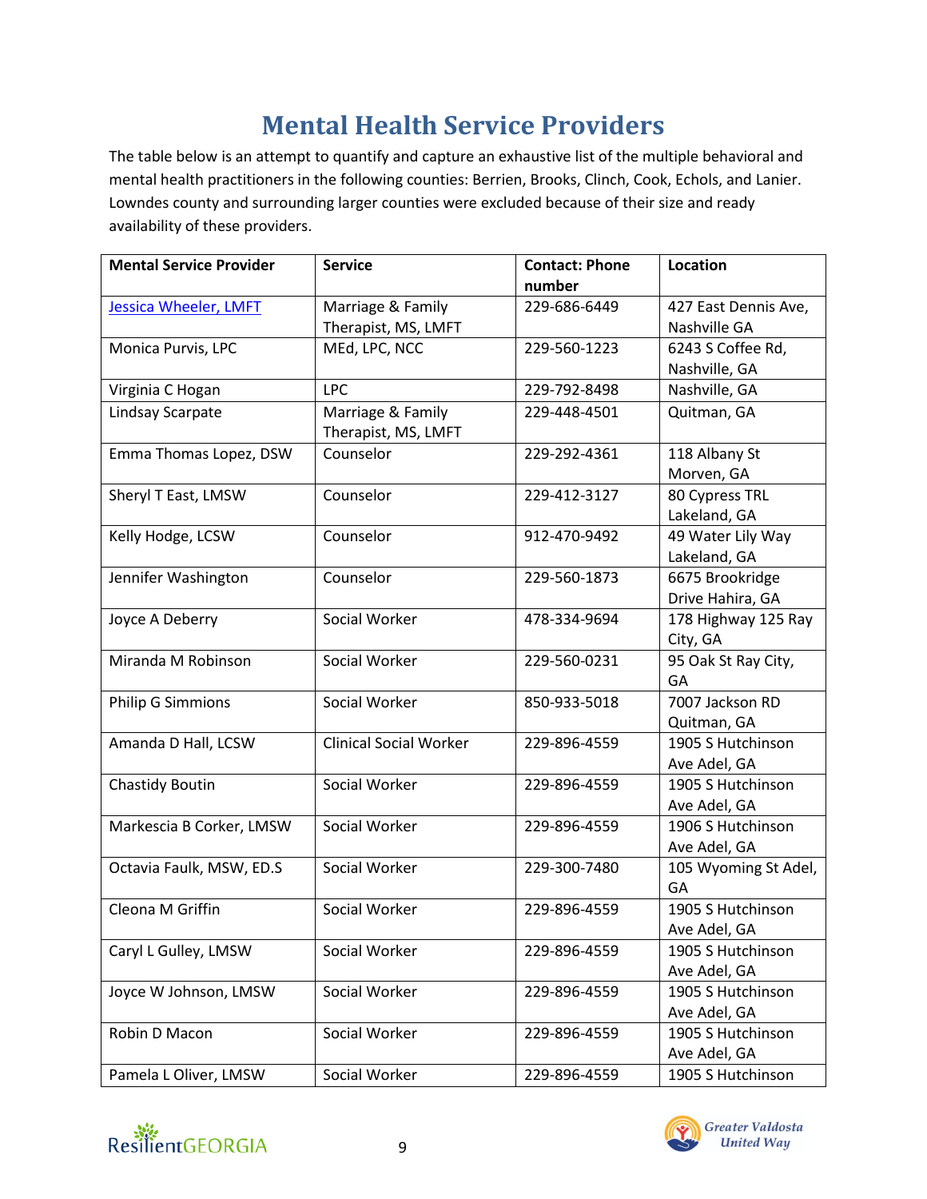# Mental Health Service Providers

The table below is an attempt to quantify and capture an exhaustive list of the multiple behavioral and mental health practitioners in the following counties: Berrien, Brooks, Clinch, Cook, Echols, and Lanier. Lowndes county and surrounding larger counties were excluded because of their size and ready availability of these providers.

| Mental Service Provider | Service | Contact: Phone number | Location |
|---|---|---|---|
| Jessica Wheeler, LMFT | Marriage & Family Therapist, MS, LMFT | 229-686-6449 | 427 East Dennis Ave, Nashville GA |
| Monica Purvis, LPC | MEd, LPC, NCC | 229-560-1223 | 6243 S Coffee Rd, Nashville, GA |
| Virginia C Hogan | LPC | 229-792-8498 | Nashville, GA |
| Lindsay Scarpate | Marriage & Family Therapist, MS, LMFT | 229-448-4501 | Quitman, GA |
| Emma Thomas Lopez, DSW | Counselor | 229-292-4361 | 118 Albany St Morven, GA |
| Sheryl T East, LMSW | Counselor | 229-412-3127 | 80 Cypress TRL Lakeland, GA |
| Kelly Hodge, LCSW | Counselor | 912-470-9492 | 49 Water Lily Way Lakeland, GA |
| Jennifer Washington | Counselor | 229-560-1873 | 6675 Brookridge Drive Hahira, GA |
| Joyce A Deberry | Social Worker | 478-334-9694 | 178 Highway 125 Ray City, GA |
| Miranda M Robinson | Social Worker | 229-560-0231 | 95 Oak St Ray City, GA |
| Philip G Simmions | Social Worker | 850-933-5018 | 7007 Jackson RD Quitman, GA |
| Amanda D Hall, LCSW | Clinical Social Worker | 229-896-4559 | 1905 S Hutchinson Ave Adel, GA |
| Chastidy Boutin | Social Worker | 229-896-4559 | 1905 S Hutchinson Ave Adel, GA |
| Markescia B Corker, LMSW | Social Worker | 229-896-4559 | 1906 S Hutchinson Ave Adel, GA |
| Octavia Faulk, MSW, ED.S | Social Worker | 229-300-7480 | 105 Wyoming St Adel, GA |
| Cleona M Griffin | Social Worker | 229-896-4559 | 1905 S Hutchinson Ave Adel, GA |
| Caryl L Gulley, LMSW | Social Worker | 229-896-4559 | 1905 S Hutchinson Ave Adel, GA |
| Joyce W Johnson, LMSW | Social Worker | 229-896-4559 | 1905 S Hutchinson Ave Adel, GA |
| Robin D Macon | Social Worker | 229-896-4559 | 1905 S Hutchinson Ave Adel, GA |
| Pamela L Oliver, LMSW | Social Worker | 229-896-4559 | 1905 S Hutchinson |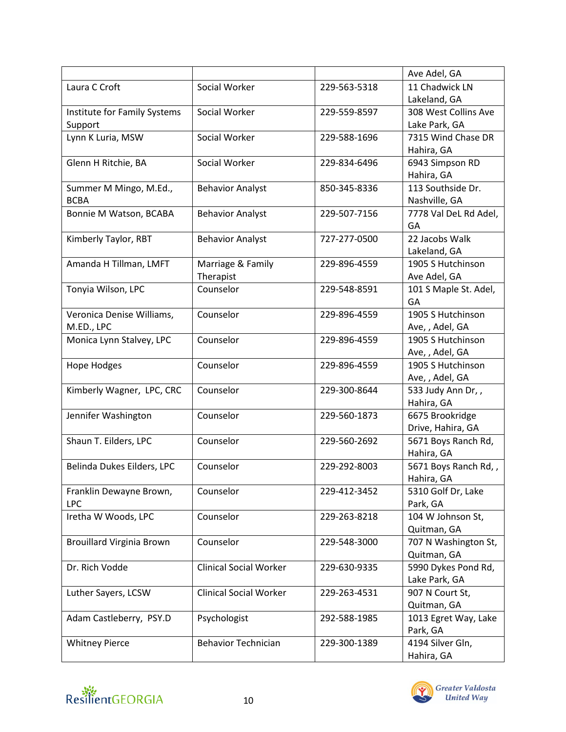| | | | |
|---|---|---|---|
| | | | Ave Adel, GA |
| Laura C Croft | Social Worker | 229-563-5318 | 11 Chadwick LN Lakeland, GA |
| Institute for Family Systems Support | Social Worker | 229-559-8597 | 308 West Collins Ave Lake Park, GA |
| Lynn K Luria, MSW | Social Worker | 229-588-1696 | 7315 Wind Chase DR Hahira, GA |
| Glenn H Ritchie, BA | Social Worker | 229-834-6496 | 6943 Simpson RD Hahira, GA |
| Summer M Mingo, M.Ed., BCBA | Behavior Analyst | 850-345-8336 | 113 Southside Dr. Nashville, GA |
| Bonnie M Watson, BCABA | Behavior Analyst | 229-507-7156 | 7778 Val DeL Rd Adel, GA |
| Kimberly Taylor, RBT | Behavior Analyst | 727-277-0500 | 22 Jacobs Walk Lakeland, GA |
| Amanda H Tillman, LMFT | Marriage & Family Therapist | 229-896-4559 | 1905 S Hutchinson Ave Adel, GA |
| Tonyia Wilson, LPC | Counselor | 229-548-8591 | 101 S Maple St. Adel, GA |
| Veronica Denise Williams, M.ED., LPC | Counselor | 229-896-4559 | 1905 S Hutchinson Ave, , Adel, GA |
| Monica Lynn Stalvey, LPC | Counselor | 229-896-4559 | 1905 S Hutchinson Ave, , Adel, GA |
| Hope Hodges | Counselor | 229-896-4559 | 1905 S Hutchinson Ave, , Adel, GA |
| Kimberly Wagner, LPC, CRC | Counselor | 229-300-8644 | 533 Judy Ann Dr, , Hahira, GA |
| Jennifer Washington | Counselor | 229-560-1873 | 6675 Brookridge Drive, Hahira, GA |
| Shaun T. Eilders, LPC | Counselor | 229-560-2692 | 5671 Boys Ranch Rd, Hahira, GA |
| Belinda Dukes Eilders, LPC | Counselor | 229-292-8003 | 5671 Boys Ranch Rd, , Hahira, GA |
| Franklin Dewayne Brown, LPC | Counselor | 229-412-3452 | 5310 Golf Dr, Lake Park, GA |
| Iretha W Woods, LPC | Counselor | 229-263-8218 | 104 W Johnson St, Quitman, GA |
| Brouillard Virginia Brown | Counselor | 229-548-3000 | 707 N Washington St, Quitman, GA |
| Dr. Rich Vodde | Clinical Social Worker | 229-630-9335 | 5990 Dykes Pond Rd, Lake Park, GA |
| Luther Sayers, LCSW | Clinical Social Worker | 229-263-4531 | 907 N Court St, Quitman, GA |
| Adam Castleberry, PSY.D | Psychologist | 292-588-1985 | 1013 Egret Way, Lake Park, GA |
| Whitney Pierce | Behavior Technician | 229-300-1389 | 4194 Silver Gln, Hahira, GA |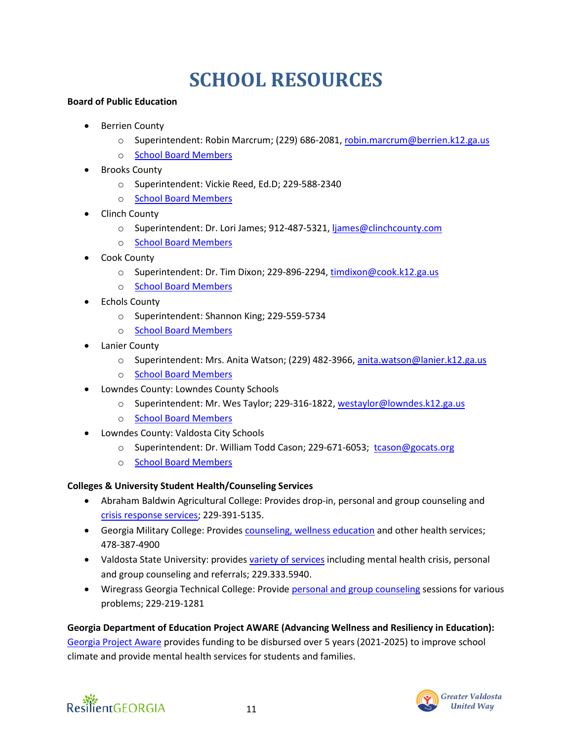# SCHOOL RESOURCES

**Board of Public Education**

- Berrien County
  - Superintendent: Robin Marcrum; (229) 686-2081, robin.marcrum@berrien.k12.ga.us
  - School Board Members
- Brooks County
  - Superintendent: Vickie Reed, Ed.D; 229-588-2340
  - School Board Members
- Clinch County
  - Superintendent: Dr. Lori James; 912-487-5321, ljames@clinchcounty.com
  - School Board Members
- Cook County
  - Superintendent: Dr. Tim Dixon; 229-896-2294, timdixon@cook.k12.ga.us
  - School Board Members
- Echols County
  - Superintendent: Shannon King; 229-559-5734
  - School Board Members
- Lanier County
  - Superintendent: Mrs. Anita Watson; (229) 482-3966, anita.watson@lanier.k12.ga.us
  - School Board Members
- Lowndes County: Lowndes County Schools
  - Superintendent: Mr. Wes Taylor; 229-316-1822, westaylor@lowndes.k12.ga.us
  - School Board Members
- Lowndes County: Valdosta City Schools
  - Superintendent: Dr. William Todd Cason; 229-671-6053; tcason@gocats.org
  - School Board Members

**Colleges & University Student Health/Counseling Services**

- Abraham Baldwin Agricultural College: Provides drop-in, personal and group counseling and crisis response services; 229-391-5135.
- Georgia Military College: Provides counseling, wellness education and other health services; 478-387-4900
- Valdosta State University: provides variety of services including mental health crisis, personal and group counseling and referrals; 229.333.5940.
- Wiregrass Georgia Technical College: Provide personal and group counseling sessions for various problems; 229-219-1281

**Georgia Department of Education Project AWARE (Advancing Wellness and Resiliency in Education):** Georgia Project Aware provides funding to be disbursed over 5 years (2021-2025) to improve school climate and provide mental health services for students and families.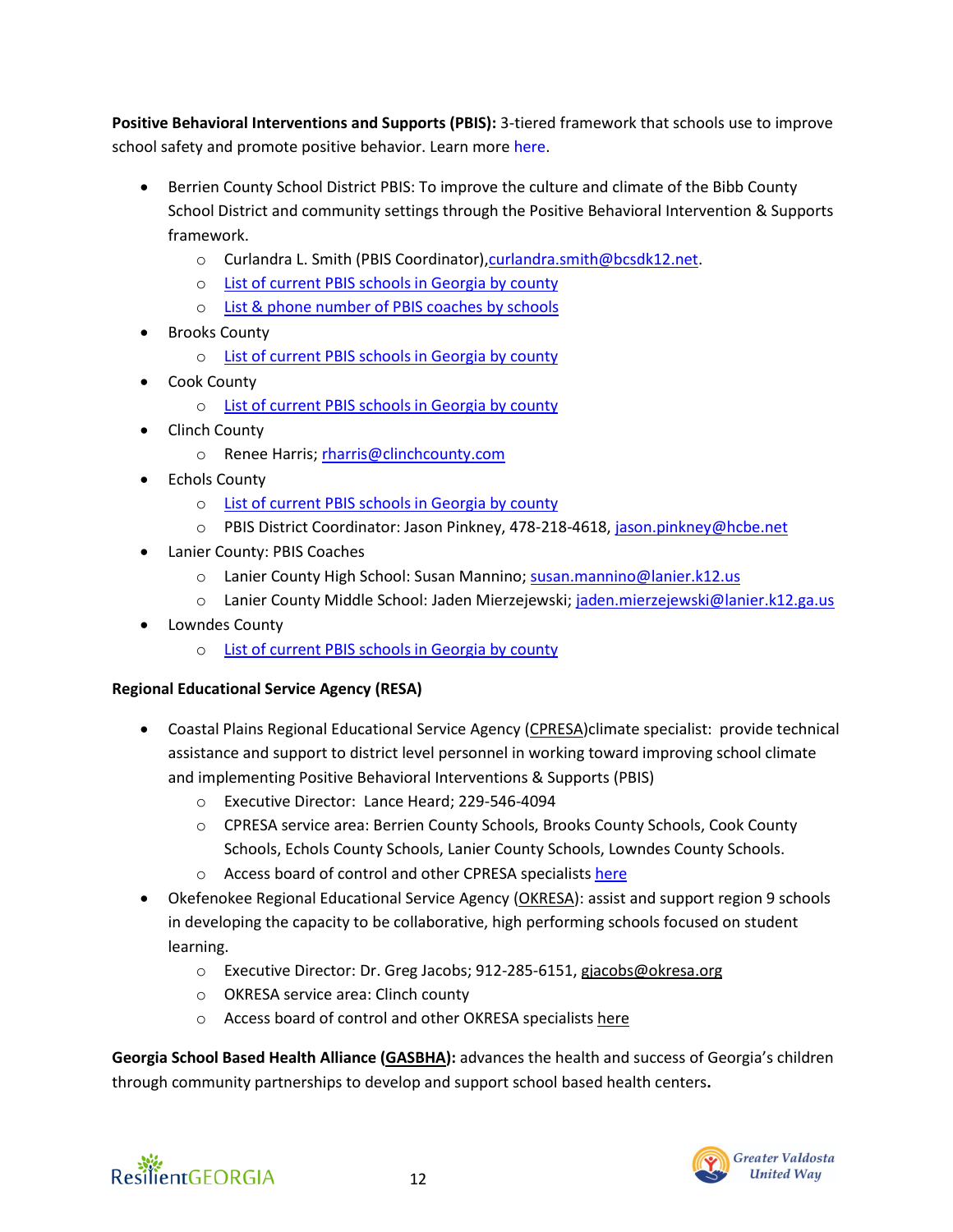**Positive Behavioral Interventions and Supports (PBIS):** 3-tiered framework that schools use to improve school safety and promote positive behavior. Learn more here.

- Berrien County School District PBIS: To improve the culture and climate of the Bibb County School District and community settings through the Positive Behavioral Intervention & Supports framework.
  - Curlandra L. Smith (PBIS Coordinator),curlandra.smith@bcsdk12.net.
  - List of current PBIS schools in Georgia by county
  - List & phone number of PBIS coaches by schools
- Brooks County
  - List of current PBIS schools in Georgia by county
- Cook County
  - List of current PBIS schools in Georgia by county
- Clinch County
  - Renee Harris; rharris@clinchcounty.com
- Echols County
  - List of current PBIS schools in Georgia by county
  - PBIS District Coordinator: Jason Pinkney, 478-218-4618, jason.pinkney@hcbe.net
- Lanier County: PBIS Coaches
  - Lanier County High School: Susan Mannino; susan.mannino@lanier.k12.us
  - Lanier County Middle School: Jaden Mierzejewski; jaden.mierzejewski@lanier.k12.ga.us
- Lowndes County
  - List of current PBIS schools in Georgia by county

**Regional Educational Service Agency (RESA)**

- Coastal Plains Regional Educational Service Agency (CPRESA)climate specialist: provide technical assistance and support to district level personnel in working toward improving school climate and implementing Positive Behavioral Interventions & Supports (PBIS)
  - Executive Director: Lance Heard; 229-546-4094
  - CPRESA service area: Berrien County Schools, Brooks County Schools, Cook County Schools, Echols County Schools, Lanier County Schools, Lowndes County Schools.
  - Access board of control and other CPRESA specialists here
- Okefenokee Regional Educational Service Agency (OKRESA): assist and support region 9 schools in developing the capacity to be collaborative, high performing schools focused on student learning.
  - Executive Director: Dr. Greg Jacobs; 912-285-6151, gjacobs@okresa.org
  - OKRESA service area: Clinch county
  - Access board of control and other OKRESA specialists here

**Georgia School Based Health Alliance (GASBHA):** advances the health and success of Georgia's children through community partnerships to develop and support school based health centers**.**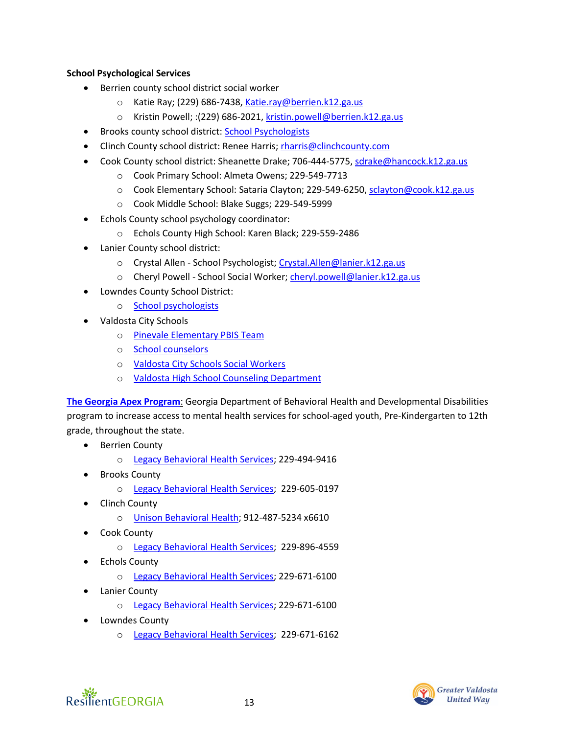**School Psychological Services**

- Berrien county school district social worker
  - Katie Ray; (229) 686-7438, Katie.ray@berrien.k12.ga.us
  - Kristin Powell; :(229) 686-2021, kristin.powell@berrien.k12.ga.us
- Brooks county school district: School Psychologists
- Clinch County school district: Renee Harris; rharris@clinchcounty.com
- Cook County school district: Sheanette Drake; 706-444-5775, sdrake@hancock.k12.ga.us
  - Cook Primary School: Almeta Owens; 229-549-7713
  - Cook Elementary School: Sataria Clayton; 229-549-6250, sclayton@cook.k12.ga.us
  - Cook Middle School: Blake Suggs; 229-549-5999
- Echols County school psychology coordinator:
  - Echols County High School: Karen Black; 229-559-2486
- Lanier County school district:
  - Crystal Allen - School Psychologist; Crystal.Allen@lanier.k12.ga.us
  - Cheryl Powell - School Social Worker; cheryl.powell@lanier.k12.ga.us
- Lowndes County School District:
  - School psychologists
- Valdosta City Schools
  - Pinevale Elementary PBIS Team
  - School counselors
  - Valdosta City Schools Social Workers
  - Valdosta High School Counseling Department

**The Georgia Apex Program**: Georgia Department of Behavioral Health and Developmental Disabilities program to increase access to mental health services for school-aged youth, Pre-Kindergarten to 12th grade, throughout the state.

- Berrien County
  - Legacy Behavioral Health Services; 229-494-9416
- Brooks County
  - Legacy Behavioral Health Services; 229-605-0197
- Clinch County
  - Unison Behavioral Health; 912-487-5234 x6610
- Cook County
  - Legacy Behavioral Health Services; 229-896-4559
- Echols County
  - Legacy Behavioral Health Services; 229-671-6100
- Lanier County
  - Legacy Behavioral Health Services; 229-671-6100
- Lowndes County
  - Legacy Behavioral Health Services; 229-671-6162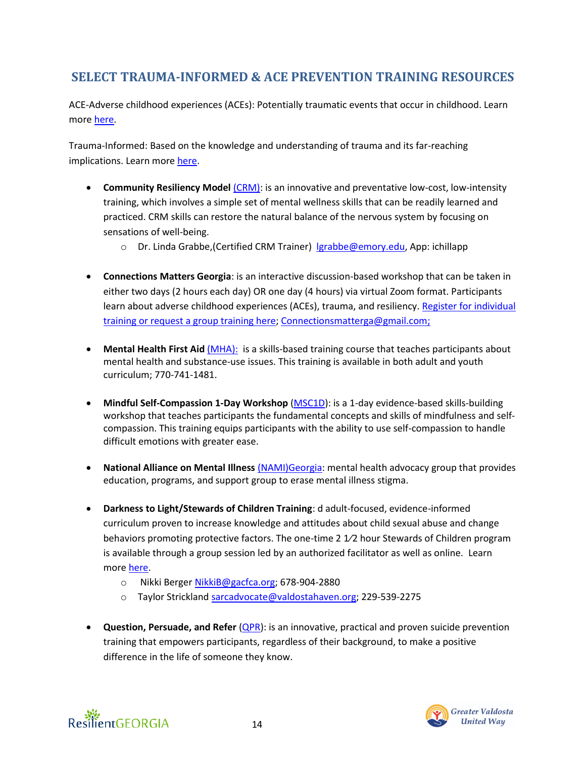## SELECT TRAUMA-INFORMED & ACE PREVENTION TRAINING RESOURCES

ACE-Adverse childhood experiences (ACEs): Potentially traumatic events that occur in childhood. Learn more here.

Trauma-Informed: Based on the knowledge and understanding of trauma and its far-reaching implications. Learn more here.

- **Community Resiliency Model** (CRM): is an innovative and preventative low-cost, low-intensity training, which involves a simple set of mental wellness skills that can be readily learned and practiced. CRM skills can restore the natural balance of the nervous system by focusing on sensations of well-being.
    - Dr. Linda Grabbe,(Certified CRM Trainer) lgrabbe@emory.edu, App: ichillapp

- **Connections Matters Georgia**: is an interactive discussion-based workshop that can be taken in either two days (2 hours each day) OR one day (4 hours) via virtual Zoom format. Participants learn about adverse childhood experiences (ACEs), trauma, and resiliency. Register for individual training or request a group training here; Connectionsmatterga@gmail.com;

- **Mental Health First Aid** (MHA): is a skills-based training course that teaches participants about mental health and substance-use issues. This training is available in both adult and youth curriculum; 770-741-1481.

- **Mindful Self-Compassion 1-Day Workshop** (MSC1D): is a 1-day evidence-based skills-building workshop that teaches participants the fundamental concepts and skills of mindfulness and self-compassion. This training equips participants with the ability to use self-compassion to handle difficult emotions with greater ease.

- **National Alliance on Mental Illness** (NAMI)Georgia: mental health advocacy group that provides education, programs, and support group to erase mental illness stigma.

- **Darkness to Light/Stewards of Children Training**: d adult-focused, evidence-informed curriculum proven to increase knowledge and attitudes about child sexual abuse and change behaviors promoting protective factors. The one-time 2 1⁄2 hour Stewards of Children program is available through a group session led by an authorized facilitator as well as online. Learn more here.
    - Nikki Berger NikkiB@gacfca.org; 678-904-2880
    - Taylor Strickland sarcadvocate@valdostahaven.org; 229-539-2275

- **Question, Persuade, and Refer** (QPR): is an innovative, practical and proven suicide prevention training that empowers participants, regardless of their background, to make a positive difference in the life of someone they know.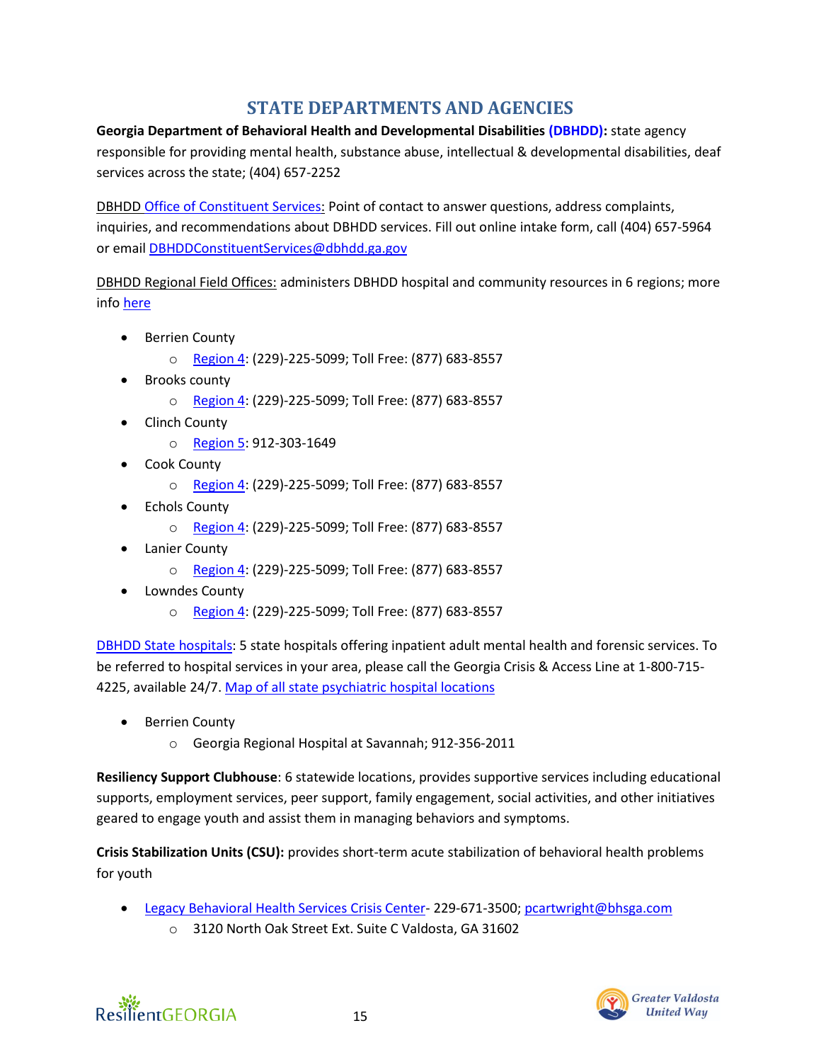# STATE DEPARTMENTS AND AGENCIES

**Georgia Department of Behavioral Health and Developmental Disabilities (DBHDD):** state agency responsible for providing mental health, substance abuse, intellectual & developmental disabilities, deaf services across the state; (404) 657-2252

DBHDD Office of Constituent Services: Point of contact to answer questions, address complaints, inquiries, and recommendations about DBHDD services. Fill out online intake form, call (404) 657-5964 or email DBHDDConstituentServices@dbhdd.ga.gov

DBHDD Regional Field Offices: administers DBHDD hospital and community resources in 6 regions; more info here

- Berrien County
  - Region 4: (229)-225-5099; Toll Free: (877) 683-8557
- Brooks county
  - Region 4: (229)-225-5099; Toll Free: (877) 683-8557
- Clinch County
  - Region 5: 912-303-1649
- Cook County
  - Region 4: (229)-225-5099; Toll Free: (877) 683-8557
- Echols County
  - Region 4: (229)-225-5099; Toll Free: (877) 683-8557
- Lanier County
  - Region 4: (229)-225-5099; Toll Free: (877) 683-8557
- Lowndes County
  - Region 4: (229)-225-5099; Toll Free: (877) 683-8557

DBHDD State hospitals: 5 state hospitals offering inpatient adult mental health and forensic services. To be referred to hospital services in your area, please call the Georgia Crisis & Access Line at 1-800-715-4225, available 24/7. Map of all state psychiatric hospital locations

- Berrien County
  - Georgia Regional Hospital at Savannah; 912-356-2011

**Resiliency Support Clubhouse**: 6 statewide locations, provides supportive services including educational supports, employment services, peer support, family engagement, social activities, and other initiatives geared to engage youth and assist them in managing behaviors and symptoms.

**Crisis Stabilization Units (CSU):** provides short-term acute stabilization of behavioral health problems for youth

- Legacy Behavioral Health Services Crisis Center- 229-671-3500; pcartwright@bhsga.com
  - 3120 North Oak Street Ext. Suite C Valdosta, GA 31602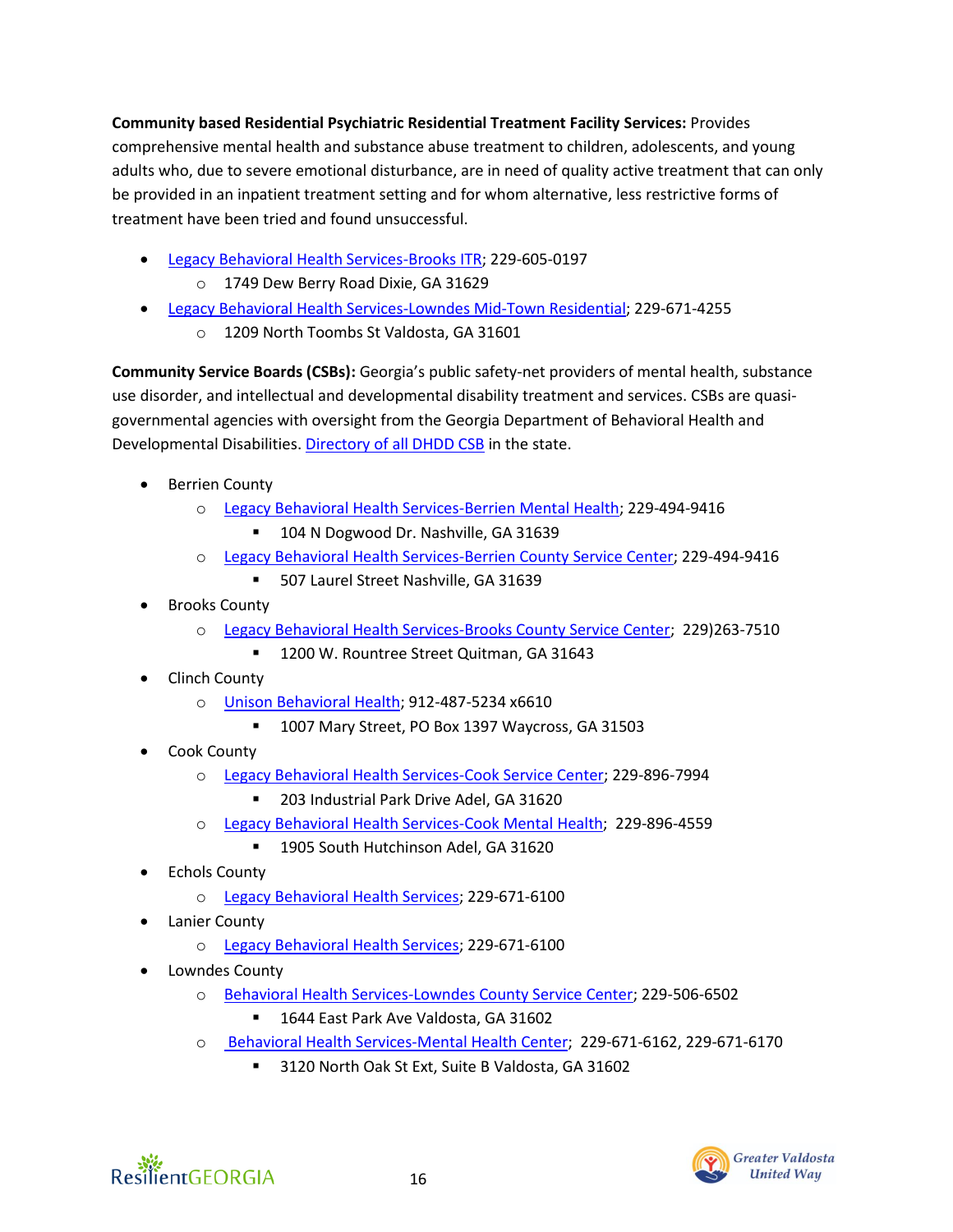**Community based Residential Psychiatric Residential Treatment Facility Services:** Provides comprehensive mental health and substance abuse treatment to children, adolescents, and young adults who, due to severe emotional disturbance, are in need of quality active treatment that can only be provided in an inpatient treatment setting and for whom alternative, less restrictive forms of treatment have been tried and found unsuccessful.

- Legacy Behavioral Health Services-Brooks ITR; 229-605-0197
  - 1749 Dew Berry Road Dixie, GA 31629
- Legacy Behavioral Health Services-Lowndes Mid-Town Residential; 229-671-4255
  - 1209 North Toombs St Valdosta, GA 31601

**Community Service Boards (CSBs):** Georgia's public safety-net providers of mental health, substance use disorder, and intellectual and developmental disability treatment and services. CSBs are quasi-governmental agencies with oversight from the Georgia Department of Behavioral Health and Developmental Disabilities. Directory of all DHDD CSB in the state.

- Berrien County
  - Legacy Behavioral Health Services-Berrien Mental Health; 229-494-9416
    - 104 N Dogwood Dr. Nashville, GA 31639
  - Legacy Behavioral Health Services-Berrien County Service Center; 229-494-9416
    - 507 Laurel Street Nashville, GA 31639
- Brooks County
  - Legacy Behavioral Health Services-Brooks County Service Center; 229)263-7510
    - 1200 W. Rountree Street Quitman, GA 31643
- Clinch County
  - Unison Behavioral Health; 912-487-5234 x6610
    - 1007 Mary Street, PO Box 1397 Waycross, GA 31503
- Cook County
  - Legacy Behavioral Health Services-Cook Service Center; 229-896-7994
    - 203 Industrial Park Drive Adel, GA 31620
  - Legacy Behavioral Health Services-Cook Mental Health; 229-896-4559
    - 1905 South Hutchinson Adel, GA 31620
- Echols County
  - Legacy Behavioral Health Services; 229-671-6100
- Lanier County
  - Legacy Behavioral Health Services; 229-671-6100
- Lowndes County
  - Behavioral Health Services-Lowndes County Service Center; 229-506-6502
    - 1644 East Park Ave Valdosta, GA 31602
  - Behavioral Health Services-Mental Health Center; 229-671-6162, 229-671-6170
    - 3120 North Oak St Ext, Suite B Valdosta, GA 31602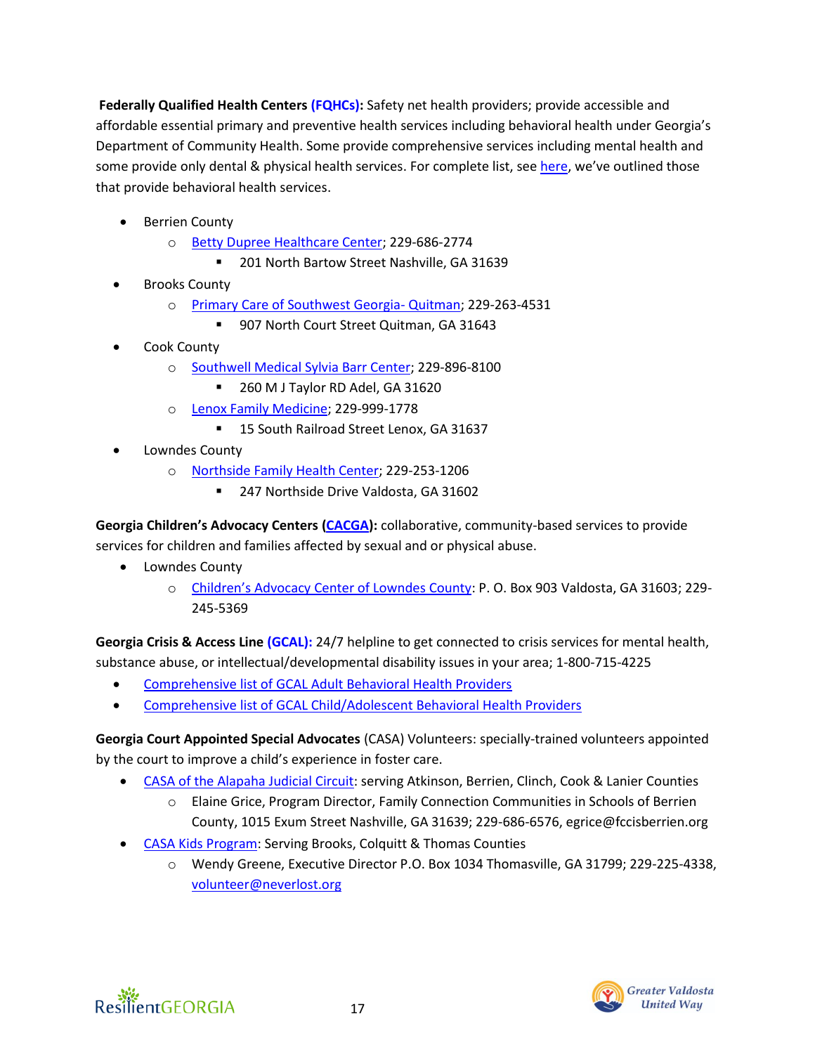**Federally Qualified Health Centers (FQHCs):** Safety net health providers; provide accessible and affordable essential primary and preventive health services including behavioral health under Georgia's Department of Community Health. Some provide comprehensive services including mental health and some provide only dental & physical health services. For complete list, see here, we've outlined those that provide behavioral health services.

- Berrien County
  - Betty Dupree Healthcare Center; 229-686-2774
    - 201 North Bartow Street Nashville, GA 31639
- Brooks County
  - Primary Care of Southwest Georgia- Quitman; 229-263-4531
    - 907 North Court Street Quitman, GA 31643
- Cook County
  - Southwell Medical Sylvia Barr Center; 229-896-8100
    - 260 M J Taylor RD Adel, GA 31620
  - Lenox Family Medicine; 229-999-1778
    - 15 South Railroad Street Lenox, GA 31637
- Lowndes County
  - Northside Family Health Center; 229-253-1206
    - 247 Northside Drive Valdosta, GA 31602

**Georgia Children's Advocacy Centers (CACGA):** collaborative, community-based services to provide services for children and families affected by sexual and or physical abuse.

- Lowndes County
  - Children's Advocacy Center of Lowndes County: P. O. Box 903 Valdosta, GA 31603; 229-245-5369

**Georgia Crisis & Access Line (GCAL):** 24/7 helpline to get connected to crisis services for mental health, substance abuse, or intellectual/developmental disability issues in your area; 1-800-715-4225

- Comprehensive list of GCAL Adult Behavioral Health Providers
- Comprehensive list of GCAL Child/Adolescent Behavioral Health Providers

**Georgia Court Appointed Special Advocates** (CASA) Volunteers: specially-trained volunteers appointed by the court to improve a child's experience in foster care.

- CASA of the Alapaha Judicial Circuit: serving Atkinson, Berrien, Clinch, Cook & Lanier Counties
  - Elaine Grice, Program Director, Family Connection Communities in Schools of Berrien County, 1015 Exum Street Nashville, GA 31639; 229-686-6576, egrice@fccisberrien.org
- CASA Kids Program: Serving Brooks, Colquitt & Thomas Counties
  - Wendy Greene, Executive Director P.O. Box 1034 Thomasville, GA 31799; 229-225-4338, volunteer@neverlost.org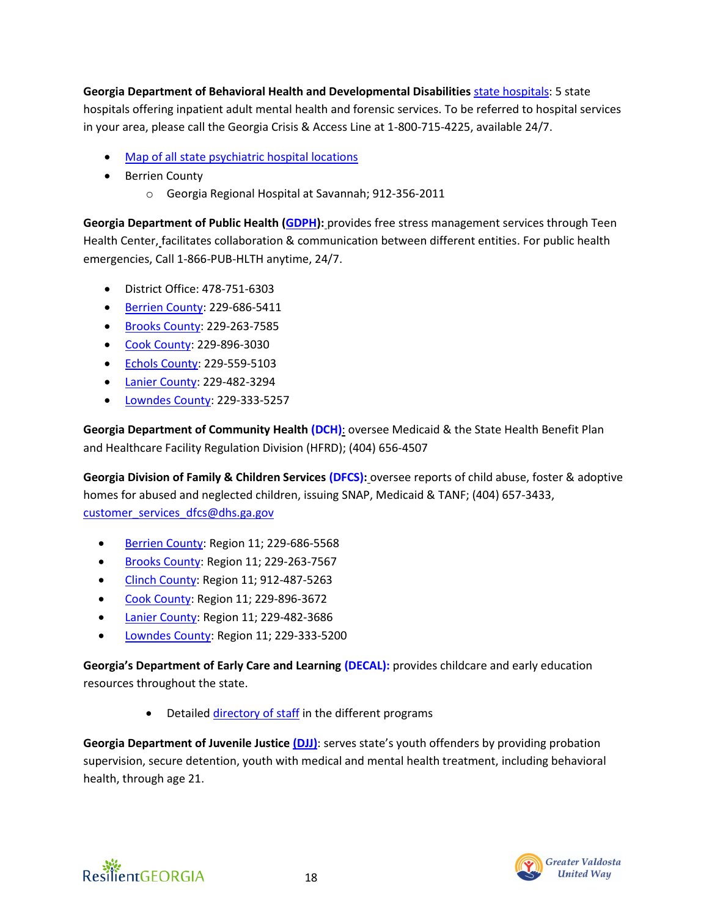**Georgia Department of Behavioral Health and Developmental Disabilities** state hospitals: 5 state hospitals offering inpatient adult mental health and forensic services. To be referred to hospital services in your area, please call the Georgia Crisis & Access Line at 1-800-715-4225, available 24/7.

- Map of all state psychiatric hospital locations
- Berrien County
  - Georgia Regional Hospital at Savannah; 912-356-2011

**Georgia Department of Public Health (GDPH):** provides free stress management services through Teen Health Center, facilitates collaboration & communication between different entities. For public health emergencies, Call 1-866-PUB-HLTH anytime, 24/7.

- District Office: 478-751-6303
- Berrien County: 229-686-5411
- Brooks County: 229-263-7585
- Cook County: 229-896-3030
- Echols County: 229-559-5103
- Lanier County: 229-482-3294
- Lowndes County: 229-333-5257

**Georgia Department of Community Health (DCH):** oversee Medicaid & the State Health Benefit Plan and Healthcare Facility Regulation Division (HFRD); (404) 656-4507

**Georgia Division of Family & Children Services (DFCS):** oversee reports of child abuse, foster & adoptive homes for abused and neglected children, issuing SNAP, Medicaid & TANF; (404) 657-3433, customer_services_dfcs@dhs.ga.gov

- Berrien County: Region 11; 229-686-5568
- Brooks County: Region 11; 229-263-7567
- Clinch County: Region 11; 912-487-5263
- Cook County: Region 11; 229-896-3672
- Lanier County: Region 11; 229-482-3686
- Lowndes County: Region 11; 229-333-5200

**Georgia's Department of Early Care and Learning (DECAL):** provides childcare and early education resources throughout the state.

- Detailed directory of staff in the different programs

**Georgia Department of Juvenile Justice (DJJ)**: serves state's youth offenders by providing probation supervision, secure detention, youth with medical and mental health treatment, including behavioral health, through age 21.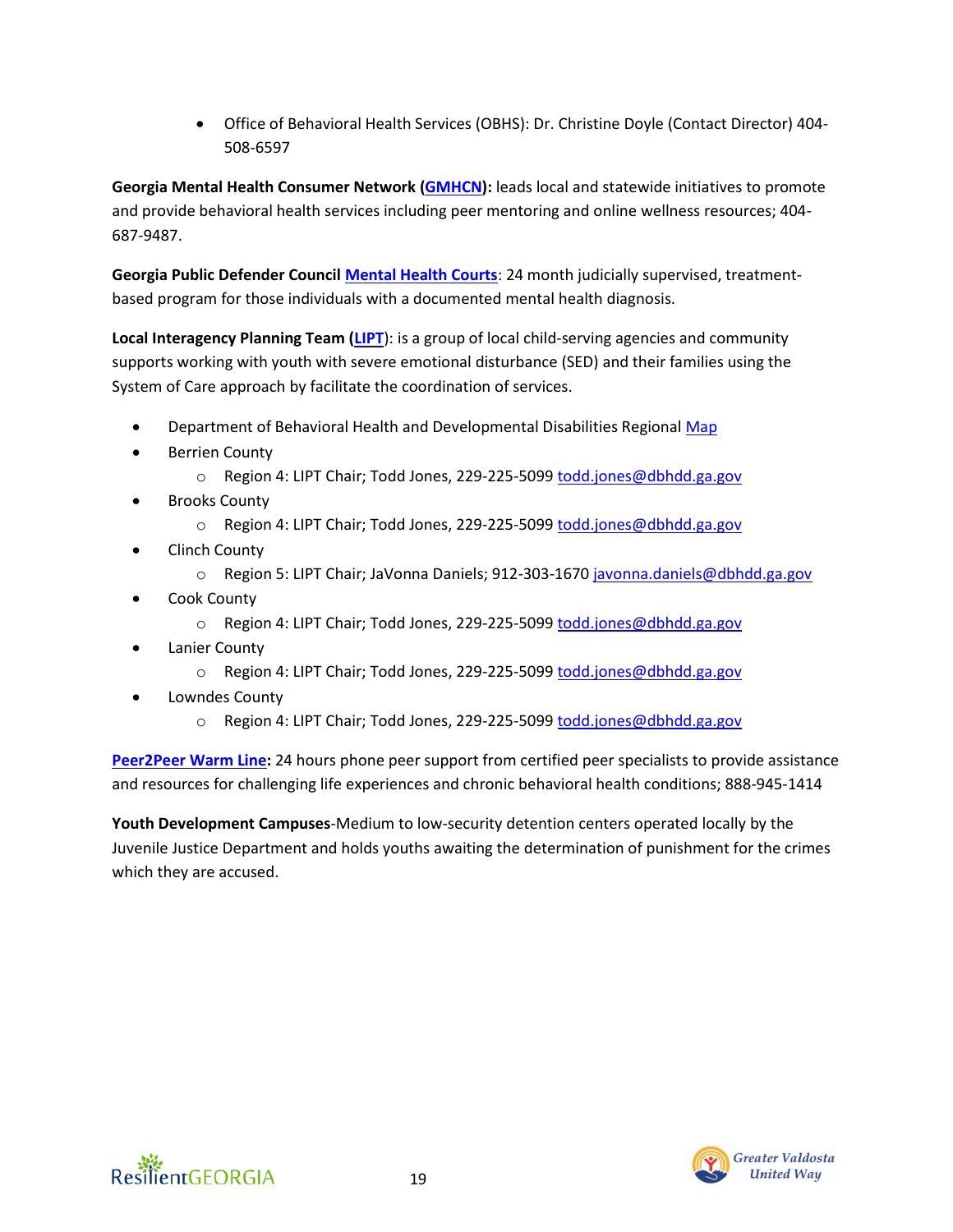- Office of Behavioral Health Services (OBHS): Dr. Christine Doyle (Contact Director) 404-508-6597

**Georgia Mental Health Consumer Network (GMHCN):** leads local and statewide initiatives to promote and provide behavioral health services including peer mentoring and online wellness resources; 404-687-9487.

**Georgia Public Defender Council Mental Health Courts**: 24 month judicially supervised, treatment-based program for those individuals with a documented mental health diagnosis.

**Local Interagency Planning Team (LIPT)**: is a group of local child-serving agencies and community supports working with youth with severe emotional disturbance (SED) and their families using the System of Care approach by facilitate the coordination of services.

- Department of Behavioral Health and Developmental Disabilities Regional Map
- Berrien County
  - Region 4: LIPT Chair; Todd Jones, 229-225-5099 todd.jones@dbhdd.ga.gov
- Brooks County
  - Region 4: LIPT Chair; Todd Jones, 229-225-5099 todd.jones@dbhdd.ga.gov
- Clinch County
  - Region 5: LIPT Chair; JaVonna Daniels; 912-303-1670 javonna.daniels@dbhdd.ga.gov
- Cook County
  - Region 4: LIPT Chair; Todd Jones, 229-225-5099 todd.jones@dbhdd.ga.gov
- Lanier County
  - Region 4: LIPT Chair; Todd Jones, 229-225-5099 todd.jones@dbhdd.ga.gov
- Lowndes County
  - Region 4: LIPT Chair; Todd Jones, 229-225-5099 todd.jones@dbhdd.ga.gov

**Peer2Peer Warm Line:** 24 hours phone peer support from certified peer specialists to provide assistance and resources for challenging life experiences and chronic behavioral health conditions; 888-945-1414

**Youth Development Campuses**-Medium to low-security detention centers operated locally by the Juvenile Justice Department and holds youths awaiting the determination of punishment for the crimes which they are accused.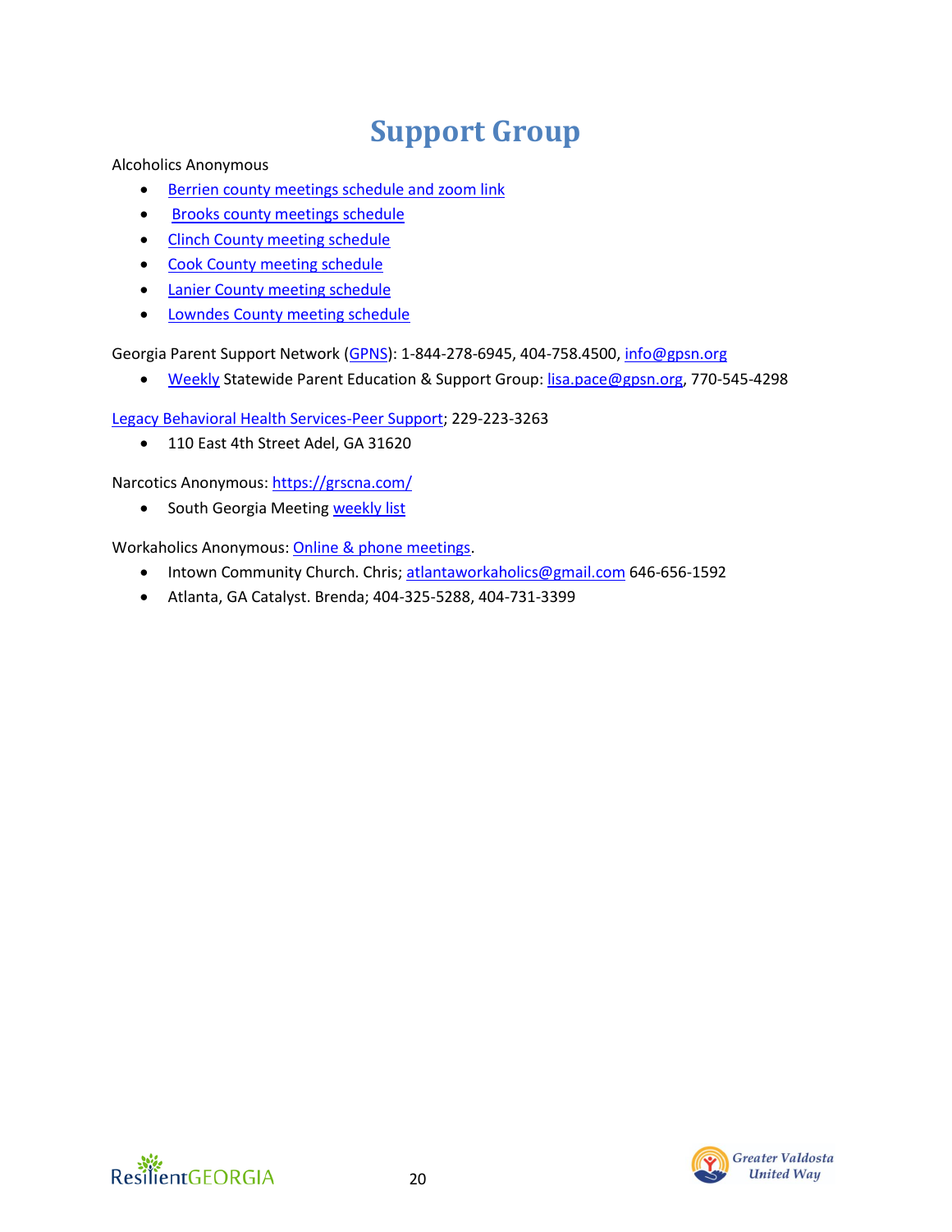# Support Group

Alcoholics Anonymous

- Berrien county meetings schedule and zoom link
- Brooks county meetings schedule
- Clinch County meeting schedule
- Cook County meeting schedule
- Lanier County meeting schedule
- Lowndes County meeting schedule

Georgia Parent Support Network (GPNS): 1-844-278-6945, 404-758.4500, info@gpsn.org

- Weekly Statewide Parent Education & Support Group: lisa.pace@gpsn.org, 770-545-4298

Legacy Behavioral Health Services-Peer Support; 229-223-3263

- 110 East 4th Street Adel, GA 31620

Narcotics Anonymous: https://grscna.com/

- South Georgia Meeting weekly list

Workaholics Anonymous: Online & phone meetings.

- Intown Community Church. Chris; atlantaworkaholics@gmail.com 646-656-1592
- Atlanta, GA Catalyst. Brenda; 404-325-5288, 404-731-3399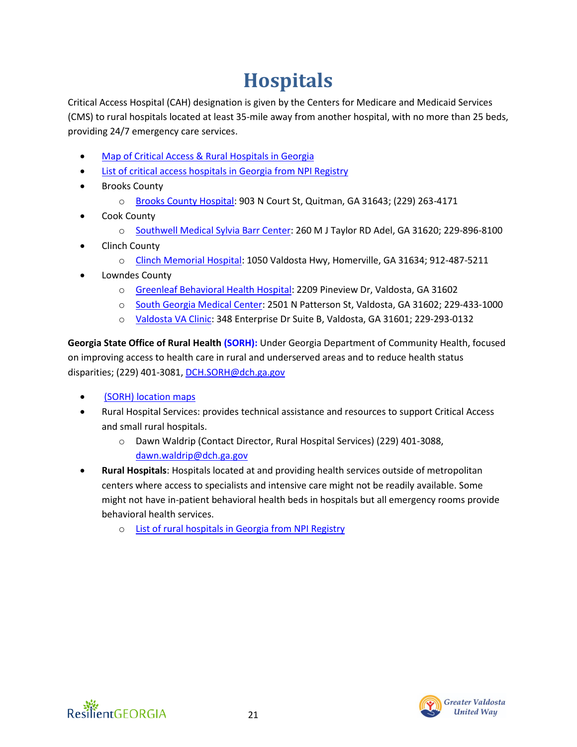# Hospitals

Critical Access Hospital (CAH) designation is given by the Centers for Medicare and Medicaid Services (CMS) to rural hospitals located at least 35-mile away from another hospital, with no more than 25 beds, providing 24/7 emergency care services.

- Map of Critical Access & Rural Hospitals in Georgia
- List of critical access hospitals in Georgia from NPI Registry
- Brooks County
  - Brooks County Hospital: 903 N Court St, Quitman, GA 31643; (229) 263-4171
- Cook County
  - Southwell Medical Sylvia Barr Center: 260 M J Taylor RD Adel, GA 31620; 229-896-8100
- Clinch County
  - Clinch Memorial Hospital: 1050 Valdosta Hwy, Homerville, GA 31634; 912-487-5211
- Lowndes County
  - Greenleaf Behavioral Health Hospital: 2209 Pineview Dr, Valdosta, GA 31602
  - South Georgia Medical Center: 2501 N Patterson St, Valdosta, GA 31602; 229-433-1000
  - Valdosta VA Clinic: 348 Enterprise Dr Suite B, Valdosta, GA 31601; 229-293-0132

**Georgia State Office of Rural Health (SORH):** Under Georgia Department of Community Health, focused on improving access to health care in rural and underserved areas and to reduce health status disparities; (229) 401-3081, DCH.SORH@dch.ga.gov

- (SORH) location maps
- Rural Hospital Services: provides technical assistance and resources to support Critical Access and small rural hospitals.
  - Dawn Waldrip (Contact Director, Rural Hospital Services) (229) 401-3088, dawn.waldrip@dch.ga.gov
- **Rural Hospitals**: Hospitals located at and providing health services outside of metropolitan centers where access to specialists and intensive care might not be readily available. Some might not have in-patient behavioral health beds in hospitals but all emergency rooms provide behavioral health services.
  - List of rural hospitals in Georgia from NPI Registry